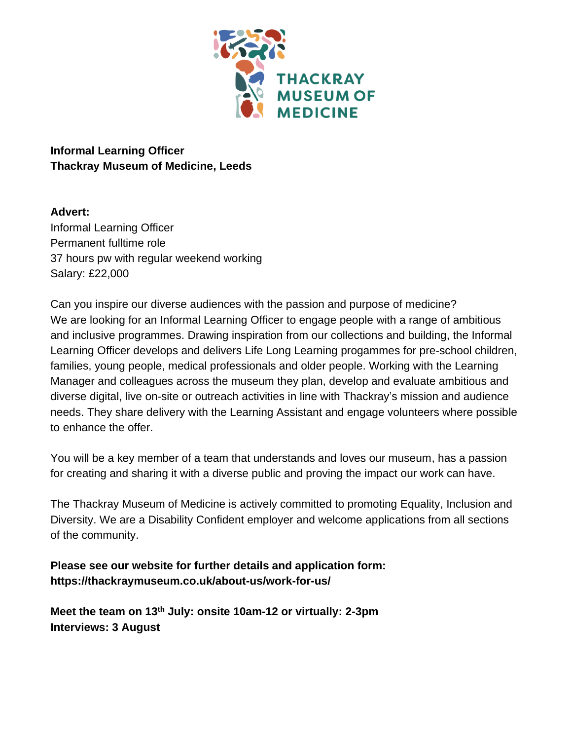**Informal Learning Officer**
**Thackray Museum of Medicine, Leeds**

**Advert:**
Informal Learning Officer
Permanent fulltime role
37 hours pw with regular weekend working
Salary: £22,000

Can you inspire our diverse audiences with the passion and purpose of medicine? We are looking for an Informal Learning Officer to engage people with a range of ambitious and inclusive programmes. Drawing inspiration from our collections and building, the Informal Learning Officer develops and delivers Life Long Learning progammes for pre-school children, families, young people, medical professionals and older people. Working with the Learning Manager and colleagues across the museum they plan, develop and evaluate ambitious and diverse digital, live on-site or outreach activities in line with Thackray's mission and audience needs. They share delivery with the Learning Assistant and engage volunteers where possible to enhance the offer.

You will be a key member of a team that understands and loves our museum, has a passion for creating and sharing it with a diverse public and proving the impact our work can have.

The Thackray Museum of Medicine is actively committed to promoting Equality, Inclusion and Diversity. We are a Disability Confident employer and welcome applications from all sections of the community.

**Please see our website for further details and application form: https://thackraymuseum.co.uk/about-us/work-for-us/**

**Meet the team on 13th July: onsite 10am-12 or virtually: 2-3pm**
**Interviews: 3 August**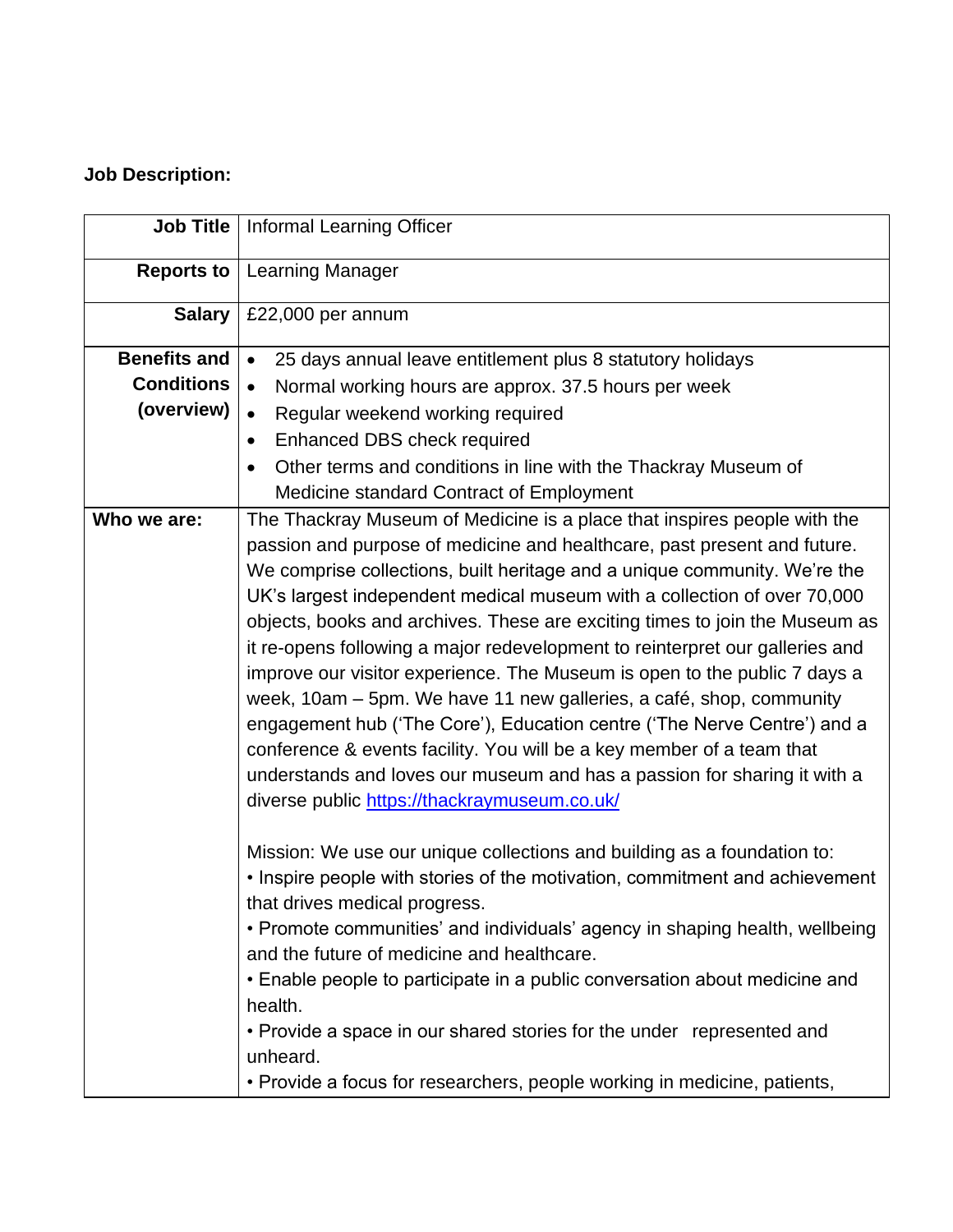**Job Description:**

| | |
|---|---|
| **Job Title** | Informal Learning Officer |
| **Reports to** | Learning Manager |
| **Salary** | £22,000 per annum |
| **Benefits and Conditions (overview)** | • 25 days annual leave entitlement plus 8 statutory holidays<br>• Normal working hours are approx. 37.5 hours per week<br>• Regular weekend working required<br>• Enhanced DBS check required<br>• Other terms and conditions in line with the Thackray Museum of Medicine standard Contract of Employment |
| **Who we are:** | The Thackray Museum of Medicine is a place that inspires people with the passion and purpose of medicine and healthcare, past present and future. We comprise collections, built heritage and a unique community. We're the UK's largest independent medical museum with a collection of over 70,000 objects, books and archives. These are exciting times to join the Museum as it re-opens following a major redevelopment to reinterpret our galleries and improve our visitor experience. The Museum is open to the public 7 days a week, 10am – 5pm. We have 11 new galleries, a café, shop, community engagement hub ('The Core'), Education centre ('The Nerve Centre') and a conference & events facility. You will be a key member of a team that understands and loves our museum and has a passion for sharing it with a diverse public https://thackraymuseum.co.uk/<br><br>Mission: We use our unique collections and building as a foundation to:<br>• Inspire people with stories of the motivation, commitment and achievement that drives medical progress.<br>• Promote communities' and individuals' agency in shaping health, wellbeing and the future of medicine and healthcare.<br>• Enable people to participate in a public conversation about medicine and health.<br>• Provide a space in our shared stories for the under represented and unheard.<br>• Provide a focus for researchers, people working in medicine, patients, |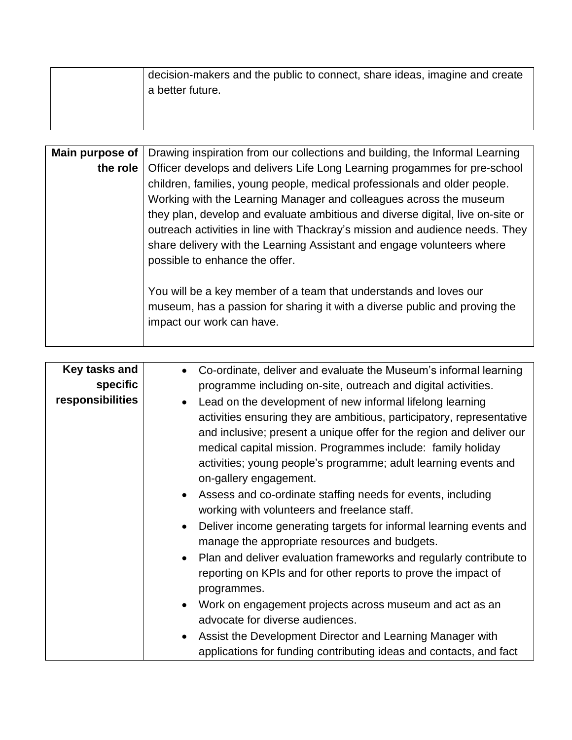| | |
|---|---|
| | decision-makers and the public to connect, share ideas, imagine and create a better future. |

| | |
|---|---|
| **Main purpose of the role** | Drawing inspiration from our collections and building, the Informal Learning Officer develops and delivers Life Long Learning progammes for pre-school children, families, young people, medical professionals and older people. Working with the Learning Manager and colleagues across the museum they plan, develop and evaluate ambitious and diverse digital, live on-site or outreach activities in line with Thackray's mission and audience needs. They share delivery with the Learning Assistant and engage volunteers where possible to enhance the offer.<br><br>You will be a key member of a team that understands and loves our museum, has a passion for sharing it with a diverse public and proving the impact our work can have. |

| | |
|---|---|
| **Key tasks and specific responsibilities** | • Co-ordinate, deliver and evaluate the Museum's informal learning programme including on-site, outreach and digital activities.<br>• Lead on the development of new informal lifelong learning activities ensuring they are ambitious, participatory, representative and inclusive; present a unique offer for the region and deliver our medical capital mission. Programmes include: family holiday activities; young people's programme; adult learning events and on-gallery engagement.<br>• Assess and co-ordinate staffing needs for events, including working with volunteers and freelance staff.<br>• Deliver income generating targets for informal learning events and manage the appropriate resources and budgets.<br>• Plan and deliver evaluation frameworks and regularly contribute to reporting on KPIs and for other reports to prove the impact of programmes.<br>• Work on engagement projects across museum and act as an advocate for diverse audiences.<br>• Assist the Development Director and Learning Manager with applications for funding contributing ideas and contacts, and fact |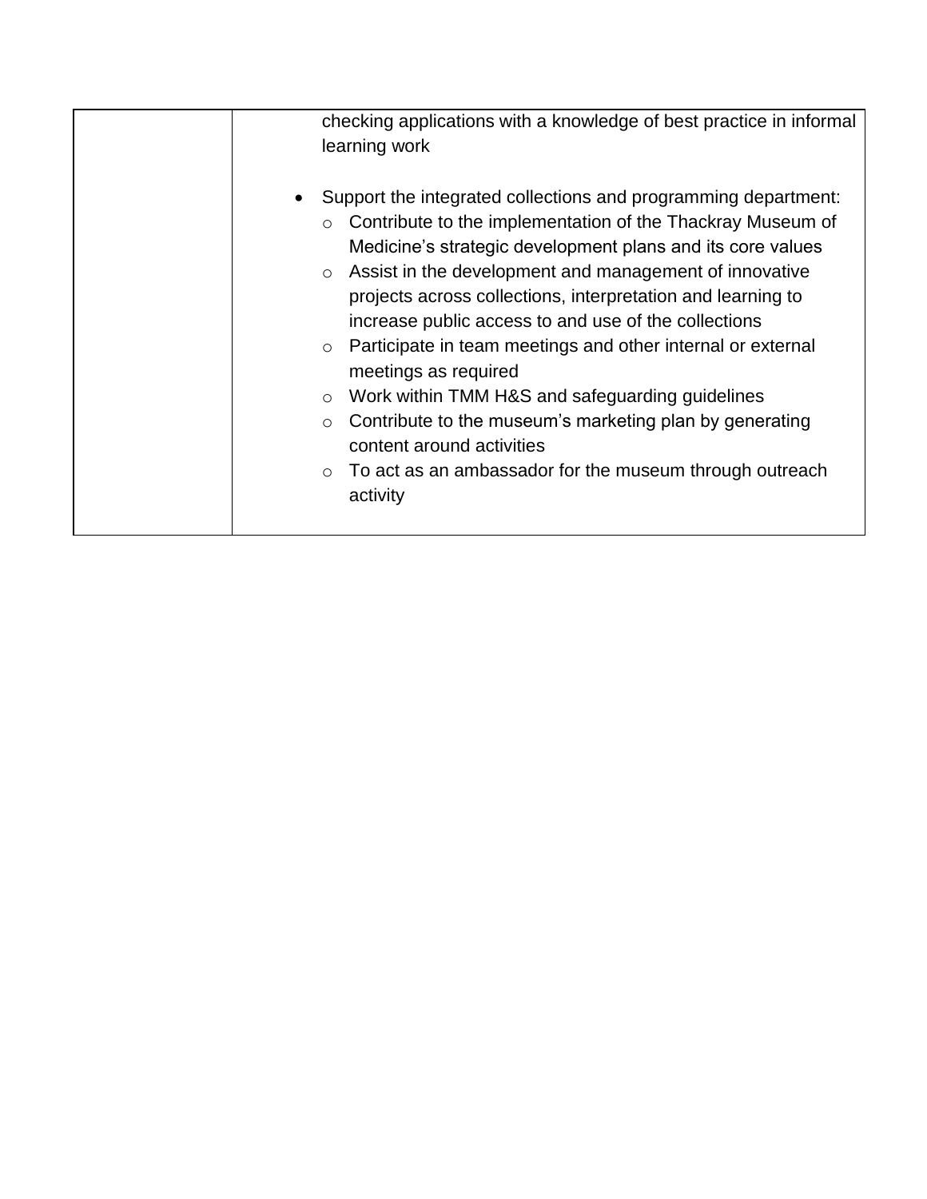| | |
|---|---|
| | checking applications with a knowledge of best practice in informal learning work<br><br>• Support the integrated collections and programming department:<br>&nbsp;&nbsp;○ Contribute to the implementation of the Thackray Museum of Medicine's strategic development plans and its core values<br>&nbsp;&nbsp;○ Assist in the development and management of innovative projects across collections, interpretation and learning to increase public access to and use of the collections<br>&nbsp;&nbsp;○ Participate in team meetings and other internal or external meetings as required<br>&nbsp;&nbsp;○ Work within TMM H&S and safeguarding guidelines<br>&nbsp;&nbsp;○ Contribute to the museum's marketing plan by generating content around activities<br>&nbsp;&nbsp;○ To act as an ambassador for the museum through outreach activity |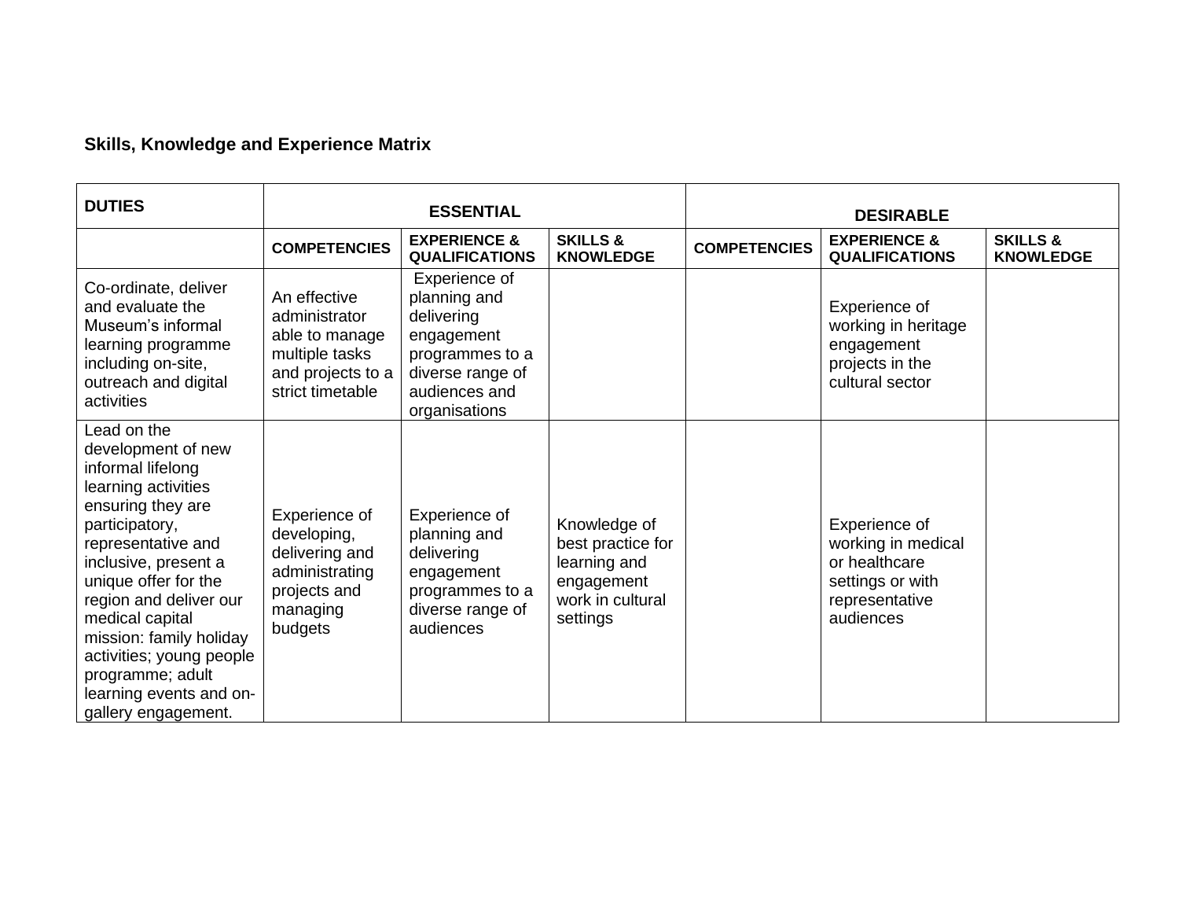**Skills, Knowledge and Experience Matrix**

| DUTIES | ESSENTIAL | | | DESIRABLE | | |
|---|---|---|---|---|---|---|
| | COMPETENCIES | EXPERIENCE & QUALIFICATIONS | SKILLS & KNOWLEDGE | COMPETENCIES | EXPERIENCE & QUALIFICATIONS | SKILLS & KNOWLEDGE |
| Co-ordinate, deliver and evaluate the Museum's informal learning programme including on-site, outreach and digital activities | An effective administrator able to manage multiple tasks and projects to a strict timetable | Experience of planning and delivering engagement programmes to a diverse range of audiences and organisations | | | Experience of working in heritage engagement projects in the cultural sector | |
| Lead on the development of new informal lifelong learning activities ensuring they are participatory, representative and inclusive, present a unique offer for the region and deliver our medical capital mission: family holiday activities; young people programme; adult learning events and on-gallery engagement. | Experience of developing, delivering and administrating projects and managing budgets | Experience of planning and delivering engagement programmes to a diverse range of audiences | Knowledge of best practice for learning and engagement work in cultural settings | | Experience of working in medical or healthcare settings or with representative audiences | |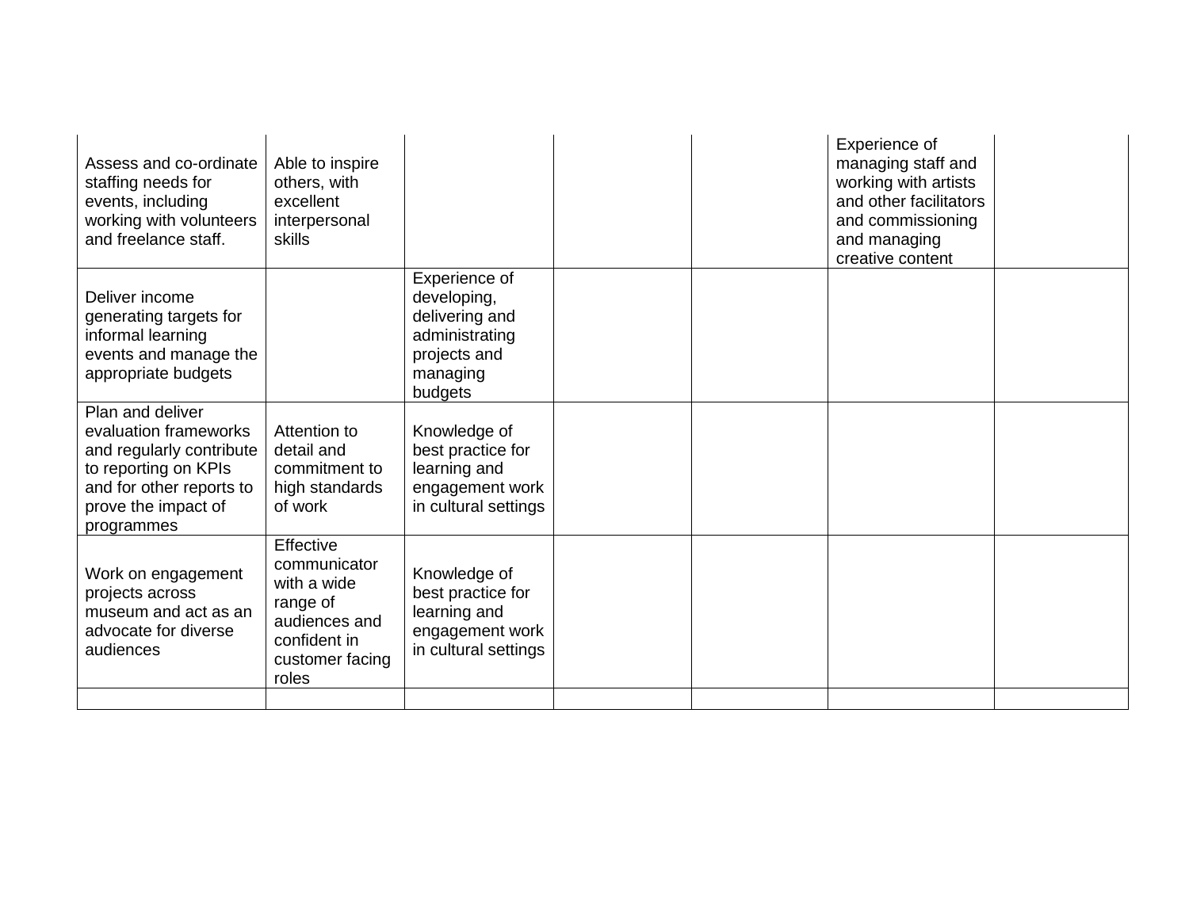| | | | | | | | |
|---|---|---|---|---|---|---|---|
| Assess and co-ordinate staffing needs for events, including working with volunteers and freelance staff. | Able to inspire others, with excellent interpersonal skills | | | | | Experience of managing staff and working with artists and other facilitators and commissioning and managing creative content | |
| Deliver income generating targets for informal learning events and manage the appropriate budgets | | Experience of developing, delivering and administrating projects and managing budgets | | | | | |
| Plan and deliver evaluation frameworks and regularly contribute to reporting on KPIs and for other reports to prove the impact of programmes | Attention to detail and commitment to high standards of work | Knowledge of best practice for learning and engagement work in cultural settings | | | | | |
| Work on engagement projects across museum and act as an advocate for diverse audiences | Effective communicator with a wide range of audiences and confident in customer facing roles | Knowledge of best practice for learning and engagement work in cultural settings | | | | | |
| | | | | | | | |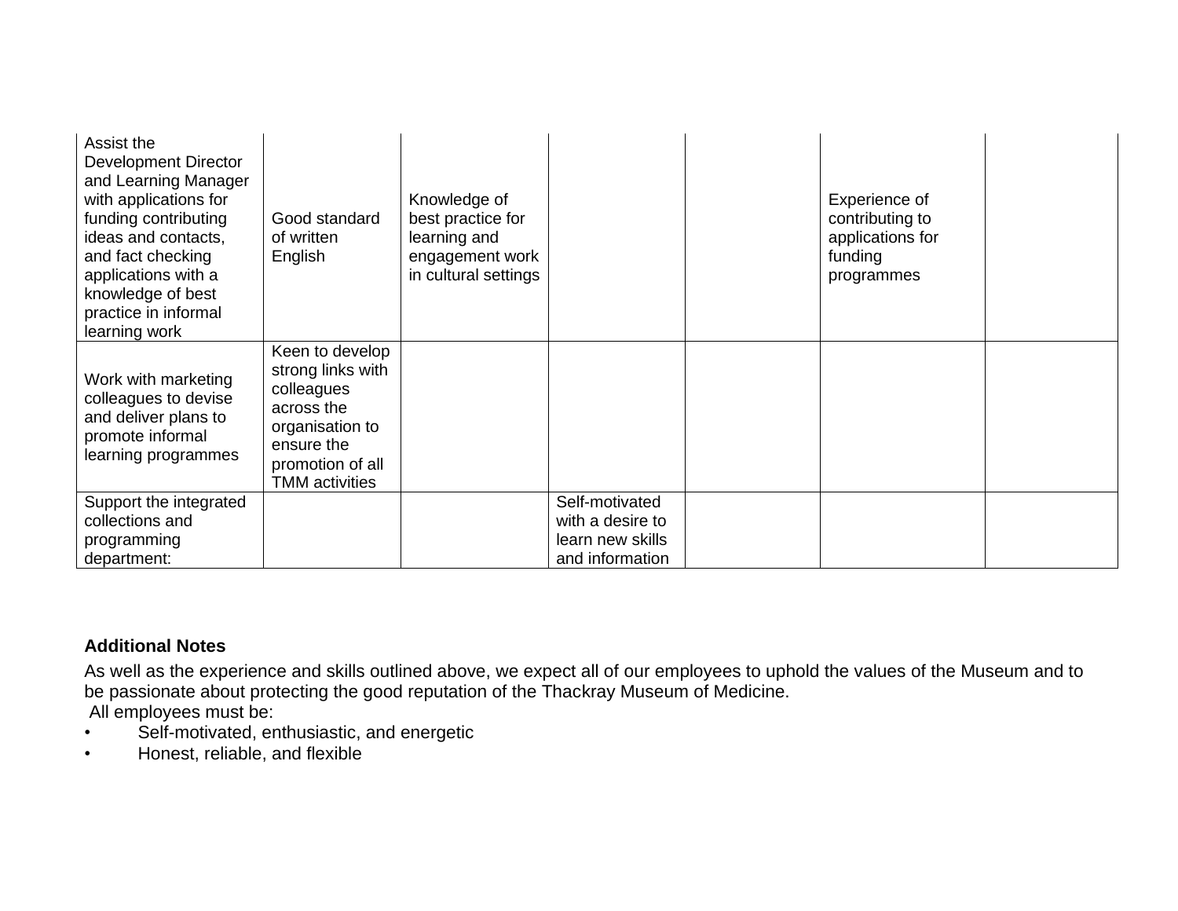| | | | | | | |
|---|---|---|---|---|---|---|
| Assist the Development Director and Learning Manager with applications for funding contributing ideas and contacts, and fact checking applications with a knowledge of best practice in informal learning work | Good standard of written English | Knowledge of best practice for learning and engagement work in cultural settings | | | Experience of contributing to applications for funding programmes | |
| Work with marketing colleagues to devise and deliver plans to promote informal learning programmes | Keen to develop strong links with colleagues across the organisation to ensure the promotion of all TMM activities | | | | | |
| Support the integrated collections and programming department: | | | Self-motivated with a desire to learn new skills and information | | | |

**Additional Notes**

As well as the experience and skills outlined above, we expect all of our employees to uphold the values of the Museum and to be passionate about protecting the good reputation of the Thackray Museum of Medicine.

All employees must be:

- Self-motivated, enthusiastic, and energetic
- Honest, reliable, and flexible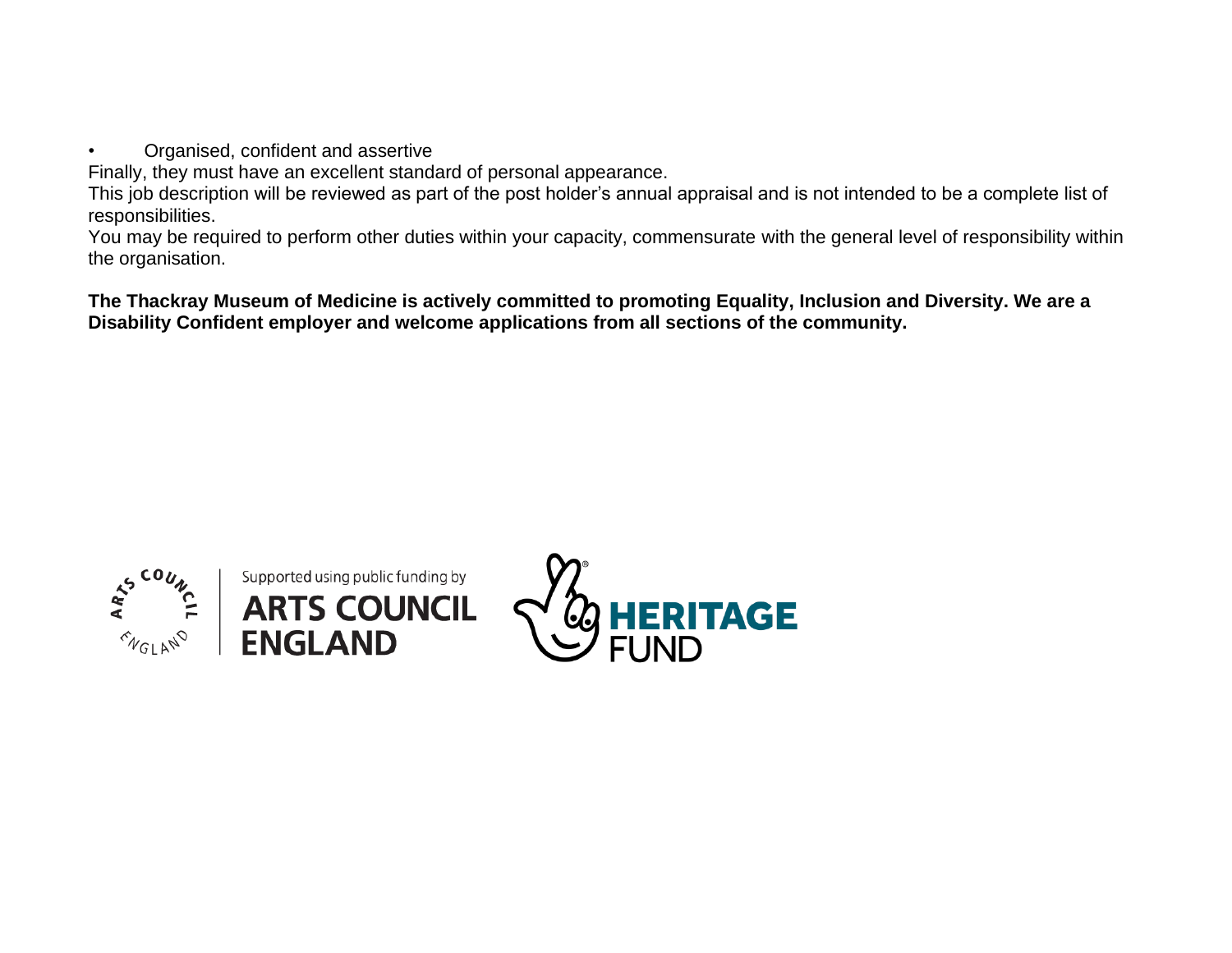- Organised, confident and assertive

Finally, they must have an excellent standard of personal appearance.

This job description will be reviewed as part of the post holder's annual appraisal and is not intended to be a complete list of responsibilities.

You may be required to perform other duties within your capacity, commensurate with the general level of responsibility within the organisation.

**The Thackray Museum of Medicine is actively committed to promoting Equality, Inclusion and Diversity. We are a Disability Confident employer and welcome applications from all sections of the community.**

Supported using public funding by ARTS COUNCIL ENGLAND

HERITAGE FUND